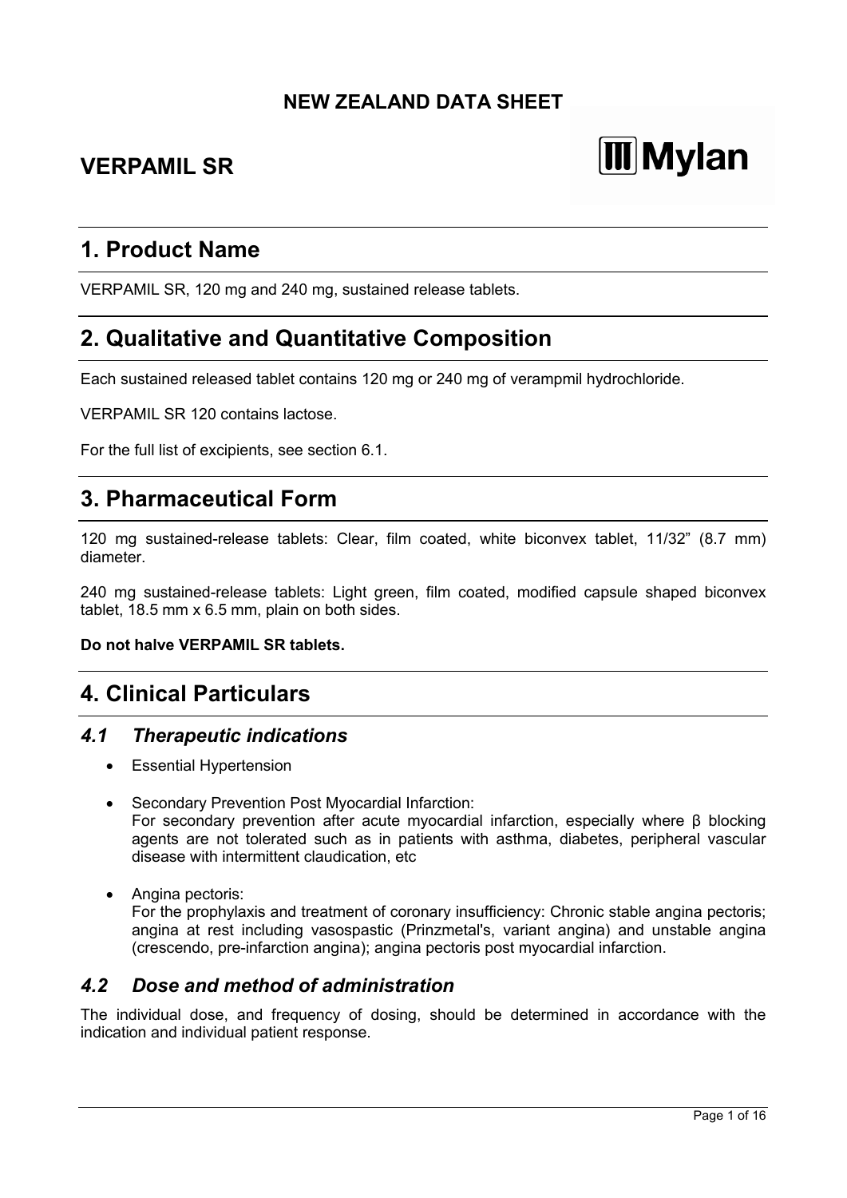**NEW ZEALAND DATA SHEET**

# VERPAMIL SR

Mylan

## 1. Product Name

VERPAMIL SR, 120 mg and 240 mg, sustained release tablets.

## 2. Qualitative and Quantitative Composition

Each sustained released tablet contains 120 mg or 240 mg of verampmil hydrochloride.

VERPAMIL SR 120 contains lactose.

For the full list of excipients, see section 6.1.

## 3. Pharmaceutical Form

120 mg sustained-release tablets: Clear, film coated, white biconvex tablet, 11/32" (8.7 mm) diameter.

240 mg sustained-release tablets: Light green, film coated, modified capsule shaped biconvex tablet, 18.5 mm x 6.5 mm, plain on both sides.

**Do not halve VERPAMIL SR tablets.**

## 4. Clinical Particulars

### *4.1 Therapeutic indications*

- Essential Hypertension
- Secondary Prevention Post Myocardial Infarction:
  For secondary prevention after acute myocardial infarction, especially where β blocking agents are not tolerated such as in patients with asthma, diabetes, peripheral vascular disease with intermittent claudication, etc
- Angina pectoris:
  For the prophylaxis and treatment of coronary insufficiency: Chronic stable angina pectoris; angina at rest including vasospastic (Prinzmetal's, variant angina) and unstable angina (crescendo, pre-infarction angina); angina pectoris post myocardial infarction.

### *4.2 Dose and method of administration*

The individual dose, and frequency of dosing, should be determined in accordance with the indication and individual patient response.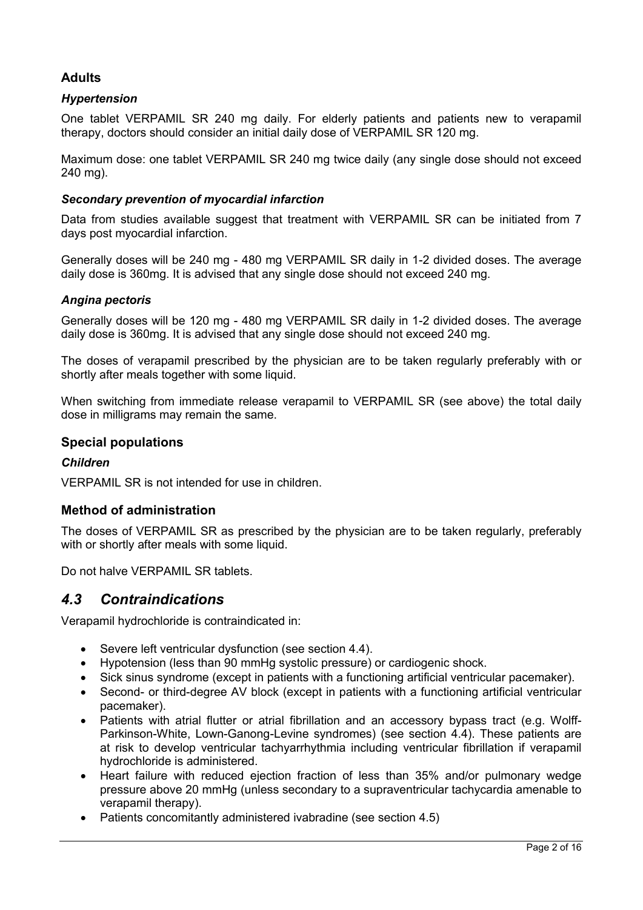### Adults

#### *Hypertension*

One tablet VERPAMIL SR 240 mg daily. For elderly patients and patients new to verapamil therapy, doctors should consider an initial daily dose of VERPAMIL SR 120 mg.

Maximum dose: one tablet VERPAMIL SR 240 mg twice daily (any single dose should not exceed 240 mg).

#### *Secondary prevention of myocardial infarction*

Data from studies available suggest that treatment with VERPAMIL SR can be initiated from 7 days post myocardial infarction.

Generally doses will be 240 mg - 480 mg VERPAMIL SR daily in 1-2 divided doses. The average daily dose is 360mg. It is advised that any single dose should not exceed 240 mg.

#### *Angina pectoris*

Generally doses will be 120 mg - 480 mg VERPAMIL SR daily in 1-2 divided doses. The average daily dose is 360mg. It is advised that any single dose should not exceed 240 mg.

The doses of verapamil prescribed by the physician are to be taken regularly preferably with or shortly after meals together with some liquid.

When switching from immediate release verapamil to VERPAMIL SR (see above) the total daily dose in milligrams may remain the same.

### Special populations

#### *Children*

VERPAMIL SR is not intended for use in children.

### Method of administration

The doses of VERPAMIL SR as prescribed by the physician are to be taken regularly, preferably with or shortly after meals with some liquid.

Do not halve VERPAMIL SR tablets.

## *4.3 Contraindications*

Verapamil hydrochloride is contraindicated in:

- Severe left ventricular dysfunction (see section 4.4).
- Hypotension (less than 90 mmHg systolic pressure) or cardiogenic shock.
- Sick sinus syndrome (except in patients with a functioning artificial ventricular pacemaker).
- Second- or third-degree AV block (except in patients with a functioning artificial ventricular pacemaker).
- Patients with atrial flutter or atrial fibrillation and an accessory bypass tract (e.g. Wolff-Parkinson-White, Lown-Ganong-Levine syndromes) (see section 4.4). These patients are at risk to develop ventricular tachyarrhythmia including ventricular fibrillation if verapamil hydrochloride is administered.
- Heart failure with reduced ejection fraction of less than 35% and/or pulmonary wedge pressure above 20 mmHg (unless secondary to a supraventricular tachycardia amenable to verapamil therapy).
- Patients concomitantly administered ivabradine (see section 4.5)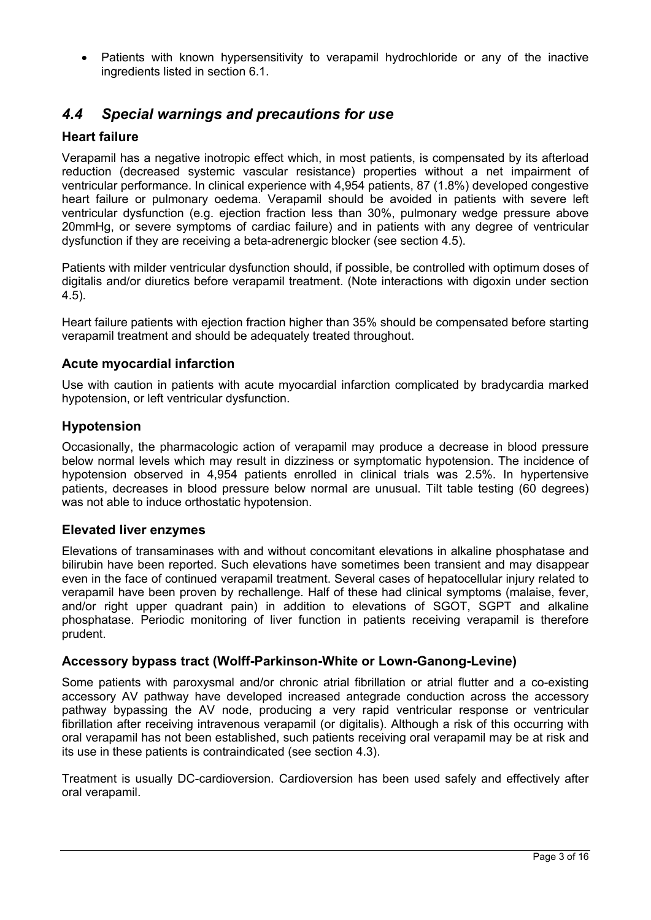- Patients with known hypersensitivity to verapamil hydrochloride or any of the inactive ingredients listed in section 6.1.

## *4.4 Special warnings and precautions for use*

### Heart failure

Verapamil has a negative inotropic effect which, in most patients, is compensated by its afterload reduction (decreased systemic vascular resistance) properties without a net impairment of ventricular performance. In clinical experience with 4,954 patients, 87 (1.8%) developed congestive heart failure or pulmonary oedema. Verapamil should be avoided in patients with severe left ventricular dysfunction (e.g. ejection fraction less than 30%, pulmonary wedge pressure above 20mmHg, or severe symptoms of cardiac failure) and in patients with any degree of ventricular dysfunction if they are receiving a beta-adrenergic blocker (see section 4.5).

Patients with milder ventricular dysfunction should, if possible, be controlled with optimum doses of digitalis and/or diuretics before verapamil treatment. (Note interactions with digoxin under section 4.5).

Heart failure patients with ejection fraction higher than 35% should be compensated before starting verapamil treatment and should be adequately treated throughout.

### Acute myocardial infarction

Use with caution in patients with acute myocardial infarction complicated by bradycardia marked hypotension, or left ventricular dysfunction.

### Hypotension

Occasionally, the pharmacologic action of verapamil may produce a decrease in blood pressure below normal levels which may result in dizziness or symptomatic hypotension. The incidence of hypotension observed in 4,954 patients enrolled in clinical trials was 2.5%. In hypertensive patients, decreases in blood pressure below normal are unusual. Tilt table testing (60 degrees) was not able to induce orthostatic hypotension.

### Elevated liver enzymes

Elevations of transaminases with and without concomitant elevations in alkaline phosphatase and bilirubin have been reported. Such elevations have sometimes been transient and may disappear even in the face of continued verapamil treatment. Several cases of hepatocellular injury related to verapamil have been proven by rechallenge. Half of these had clinical symptoms (malaise, fever, and/or right upper quadrant pain) in addition to elevations of SGOT, SGPT and alkaline phosphatase. Periodic monitoring of liver function in patients receiving verapamil is therefore prudent.

### Accessory bypass tract (Wolff-Parkinson-White or Lown-Ganong-Levine)

Some patients with paroxysmal and/or chronic atrial fibrillation or atrial flutter and a co-existing accessory AV pathway have developed increased antegrade conduction across the accessory pathway bypassing the AV node, producing a very rapid ventricular response or ventricular fibrillation after receiving intravenous verapamil (or digitalis). Although a risk of this occurring with oral verapamil has not been established, such patients receiving oral verapamil may be at risk and its use in these patients is contraindicated (see section 4.3).

Treatment is usually DC-cardioversion. Cardioversion has been used safely and effectively after oral verapamil.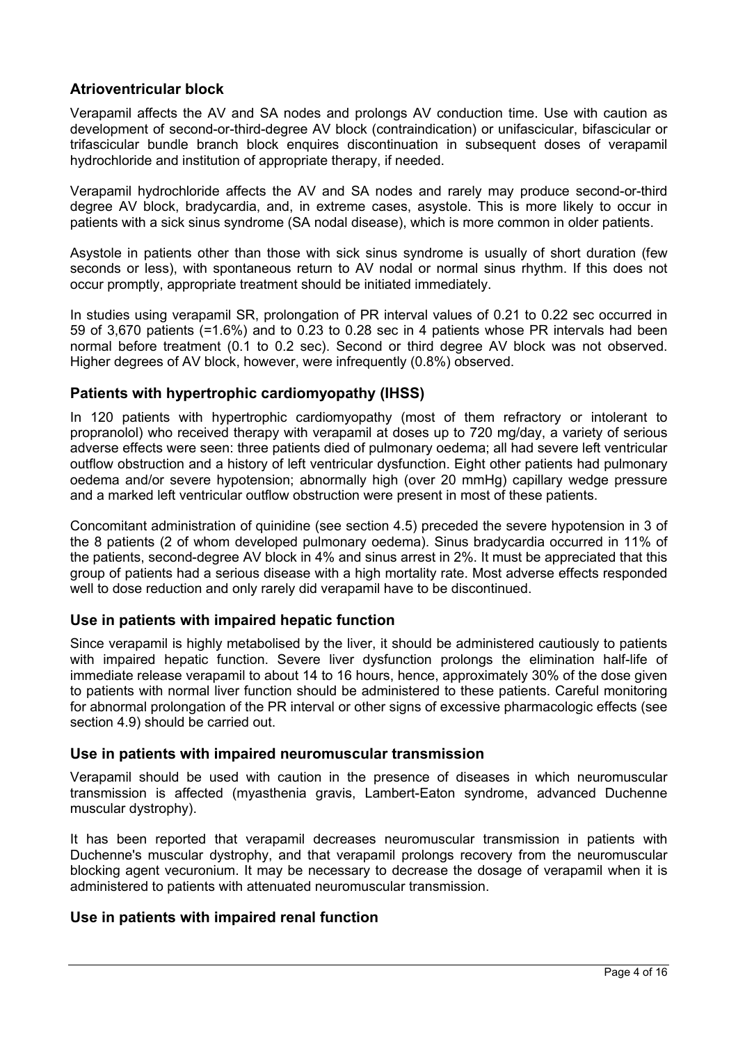## Atrioventricular block

Verapamil affects the AV and SA nodes and prolongs AV conduction time. Use with caution as development of second-or-third-degree AV block (contraindication) or unifascicular, bifascicular or trifascicular bundle branch block enquires discontinuation in subsequent doses of verapamil hydrochloride and institution of appropriate therapy, if needed.

Verapamil hydrochloride affects the AV and SA nodes and rarely may produce second-or-third degree AV block, bradycardia, and, in extreme cases, asystole. This is more likely to occur in patients with a sick sinus syndrome (SA nodal disease), which is more common in older patients.

Asystole in patients other than those with sick sinus syndrome is usually of short duration (few seconds or less), with spontaneous return to AV nodal or normal sinus rhythm. If this does not occur promptly, appropriate treatment should be initiated immediately.

In studies using verapamil SR, prolongation of PR interval values of 0.21 to 0.22 sec occurred in 59 of 3,670 patients (=1.6%) and to 0.23 to 0.28 sec in 4 patients whose PR intervals had been normal before treatment (0.1 to 0.2 sec). Second or third degree AV block was not observed. Higher degrees of AV block, however, were infrequently (0.8%) observed.

## Patients with hypertrophic cardiomyopathy (IHSS)

In 120 patients with hypertrophic cardiomyopathy (most of them refractory or intolerant to propranolol) who received therapy with verapamil at doses up to 720 mg/day, a variety of serious adverse effects were seen: three patients died of pulmonary oedema; all had severe left ventricular outflow obstruction and a history of left ventricular dysfunction. Eight other patients had pulmonary oedema and/or severe hypotension; abnormally high (over 20 mmHg) capillary wedge pressure and a marked left ventricular outflow obstruction were present in most of these patients.

Concomitant administration of quinidine (see section 4.5) preceded the severe hypotension in 3 of the 8 patients (2 of whom developed pulmonary oedema). Sinus bradycardia occurred in 11% of the patients, second-degree AV block in 4% and sinus arrest in 2%. It must be appreciated that this group of patients had a serious disease with a high mortality rate. Most adverse effects responded well to dose reduction and only rarely did verapamil have to be discontinued.

## Use in patients with impaired hepatic function

Since verapamil is highly metabolised by the liver, it should be administered cautiously to patients with impaired hepatic function. Severe liver dysfunction prolongs the elimination half-life of immediate release verapamil to about 14 to 16 hours, hence, approximately 30% of the dose given to patients with normal liver function should be administered to these patients. Careful monitoring for abnormal prolongation of the PR interval or other signs of excessive pharmacologic effects (see section 4.9) should be carried out.

## Use in patients with impaired neuromuscular transmission

Verapamil should be used with caution in the presence of diseases in which neuromuscular transmission is affected (myasthenia gravis, Lambert-Eaton syndrome, advanced Duchenne muscular dystrophy).

It has been reported that verapamil decreases neuromuscular transmission in patients with Duchenne's muscular dystrophy, and that verapamil prolongs recovery from the neuromuscular blocking agent vecuronium. It may be necessary to decrease the dosage of verapamil when it is administered to patients with attenuated neuromuscular transmission.

## Use in patients with impaired renal function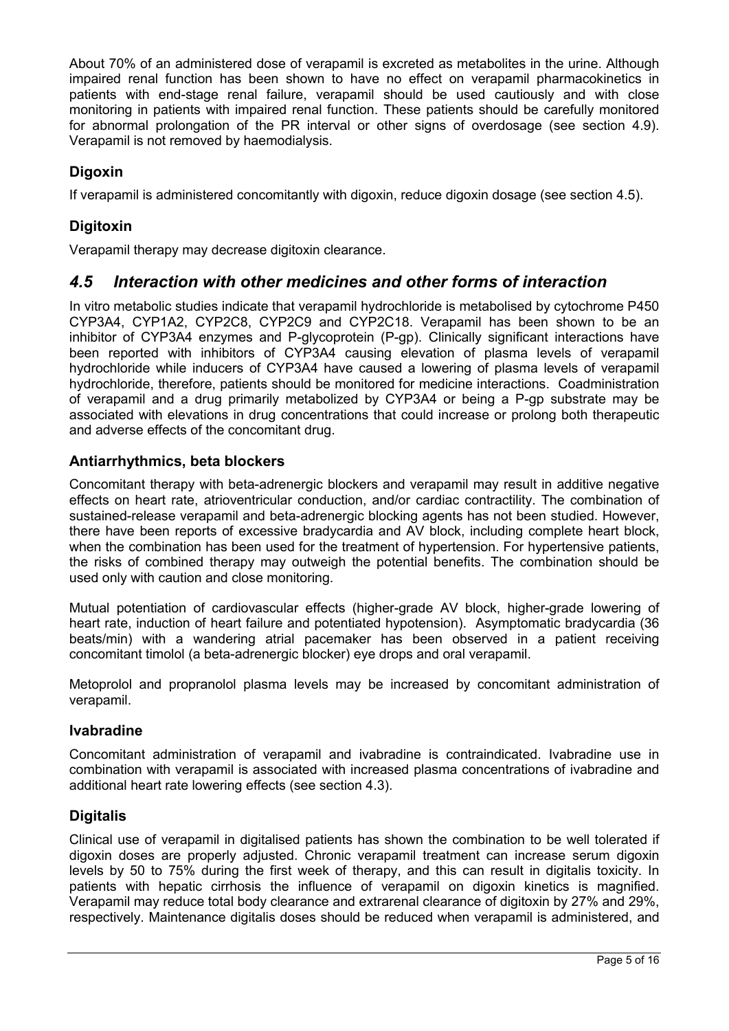About 70% of an administered dose of verapamil is excreted as metabolites in the urine. Although impaired renal function has been shown to have no effect on verapamil pharmacokinetics in patients with end-stage renal failure, verapamil should be used cautiously and with close monitoring in patients with impaired renal function. These patients should be carefully monitored for abnormal prolongation of the PR interval or other signs of overdosage (see section 4.9). Verapamil is not removed by haemodialysis.

### Digoxin

If verapamil is administered concomitantly with digoxin, reduce digoxin dosage (see section 4.5).

### Digitoxin

Verapamil therapy may decrease digitoxin clearance.

## *4.5 Interaction with other medicines and other forms of interaction*

In vitro metabolic studies indicate that verapamil hydrochloride is metabolised by cytochrome P450 CYP3A4, CYP1A2, CYP2C8, CYP2C9 and CYP2C18. Verapamil has been shown to be an inhibitor of CYP3A4 enzymes and P-glycoprotein (P-gp). Clinically significant interactions have been reported with inhibitors of CYP3A4 causing elevation of plasma levels of verapamil hydrochloride while inducers of CYP3A4 have caused a lowering of plasma levels of verapamil hydrochloride, therefore, patients should be monitored for medicine interactions. Coadministration of verapamil and a drug primarily metabolized by CYP3A4 or being a P-gp substrate may be associated with elevations in drug concentrations that could increase or prolong both therapeutic and adverse effects of the concomitant drug.

### Antiarrhythmics, beta blockers

Concomitant therapy with beta-adrenergic blockers and verapamil may result in additive negative effects on heart rate, atrioventricular conduction, and/or cardiac contractility. The combination of sustained-release verapamil and beta-adrenergic blocking agents has not been studied. However, there have been reports of excessive bradycardia and AV block, including complete heart block, when the combination has been used for the treatment of hypertension. For hypertensive patients, the risks of combined therapy may outweigh the potential benefits. The combination should be used only with caution and close monitoring.

Mutual potentiation of cardiovascular effects (higher-grade AV block, higher-grade lowering of heart rate, induction of heart failure and potentiated hypotension). Asymptomatic bradycardia (36 beats/min) with a wandering atrial pacemaker has been observed in a patient receiving concomitant timolol (a beta-adrenergic blocker) eye drops and oral verapamil.

Metoprolol and propranolol plasma levels may be increased by concomitant administration of verapamil.

### Ivabradine

Concomitant administration of verapamil and ivabradine is contraindicated. Ivabradine use in combination with verapamil is associated with increased plasma concentrations of ivabradine and additional heart rate lowering effects (see section 4.3).

### Digitalis

Clinical use of verapamil in digitalised patients has shown the combination to be well tolerated if digoxin doses are properly adjusted. Chronic verapamil treatment can increase serum digoxin levels by 50 to 75% during the first week of therapy, and this can result in digitalis toxicity. In patients with hepatic cirrhosis the influence of verapamil on digoxin kinetics is magnified. Verapamil may reduce total body clearance and extrarenal clearance of digitoxin by 27% and 29%, respectively. Maintenance digitalis doses should be reduced when verapamil is administered, and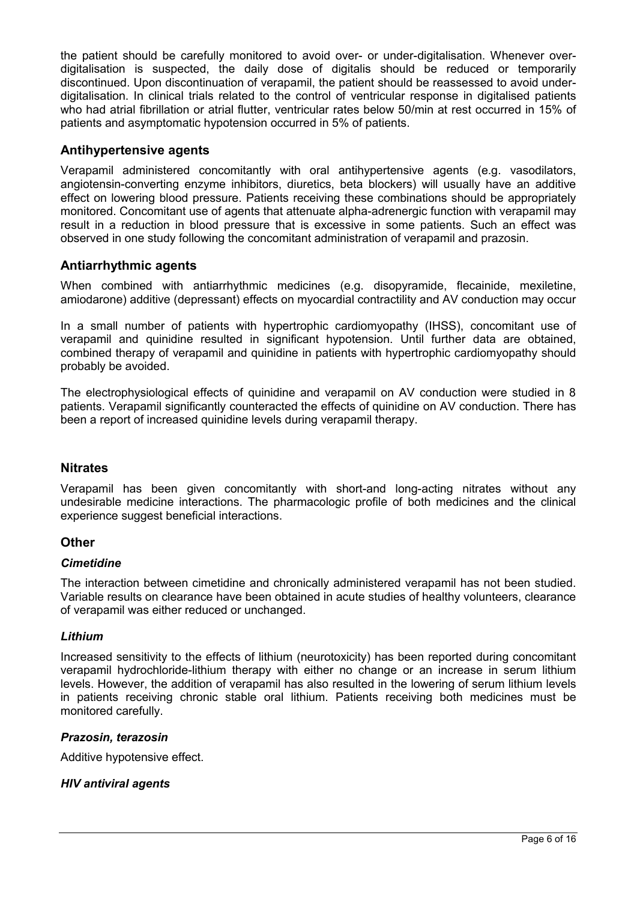the patient should be carefully monitored to avoid over- or under-digitalisation. Whenever over-digitalisation is suspected, the daily dose of digitalis should be reduced or temporarily discontinued. Upon discontinuation of verapamil, the patient should be reassessed to avoid under-digitalisation. In clinical trials related to the control of ventricular response in digitalised patients who had atrial fibrillation or atrial flutter, ventricular rates below 50/min at rest occurred in 15% of patients and asymptomatic hypotension occurred in 5% of patients.

## Antihypertensive agents

Verapamil administered concomitantly with oral antihypertensive agents (e.g. vasodilators, angiotensin-converting enzyme inhibitors, diuretics, beta blockers) will usually have an additive effect on lowering blood pressure. Patients receiving these combinations should be appropriately monitored. Concomitant use of agents that attenuate alpha-adrenergic function with verapamil may result in a reduction in blood pressure that is excessive in some patients. Such an effect was observed in one study following the concomitant administration of verapamil and prazosin.

## Antiarrhythmic agents

When combined with antiarrhythmic medicines (e.g. disopyramide, flecainide, mexiletine, amiodarone) additive (depressant) effects on myocardial contractility and AV conduction may occur

In a small number of patients with hypertrophic cardiomyopathy (IHSS), concomitant use of verapamil and quinidine resulted in significant hypotension. Until further data are obtained, combined therapy of verapamil and quinidine in patients with hypertrophic cardiomyopathy should probably be avoided.

The electrophysiological effects of quinidine and verapamil on AV conduction were studied in 8 patients. Verapamil significantly counteracted the effects of quinidine on AV conduction. There has been a report of increased quinidine levels during verapamil therapy.

## Nitrates

Verapamil has been given concomitantly with short-and long-acting nitrates without any undesirable medicine interactions. The pharmacologic profile of both medicines and the clinical experience suggest beneficial interactions.

## Other

### *Cimetidine*

The interaction between cimetidine and chronically administered verapamil has not been studied. Variable results on clearance have been obtained in acute studies of healthy volunteers, clearance of verapamil was either reduced or unchanged.

### *Lithium*

Increased sensitivity to the effects of lithium (neurotoxicity) has been reported during concomitant verapamil hydrochloride-lithium therapy with either no change or an increase in serum lithium levels. However, the addition of verapamil has also resulted in the lowering of serum lithium levels in patients receiving chronic stable oral lithium. Patients receiving both medicines must be monitored carefully.

### *Prazosin, terazosin*

Additive hypotensive effect.

### *HIV antiviral agents*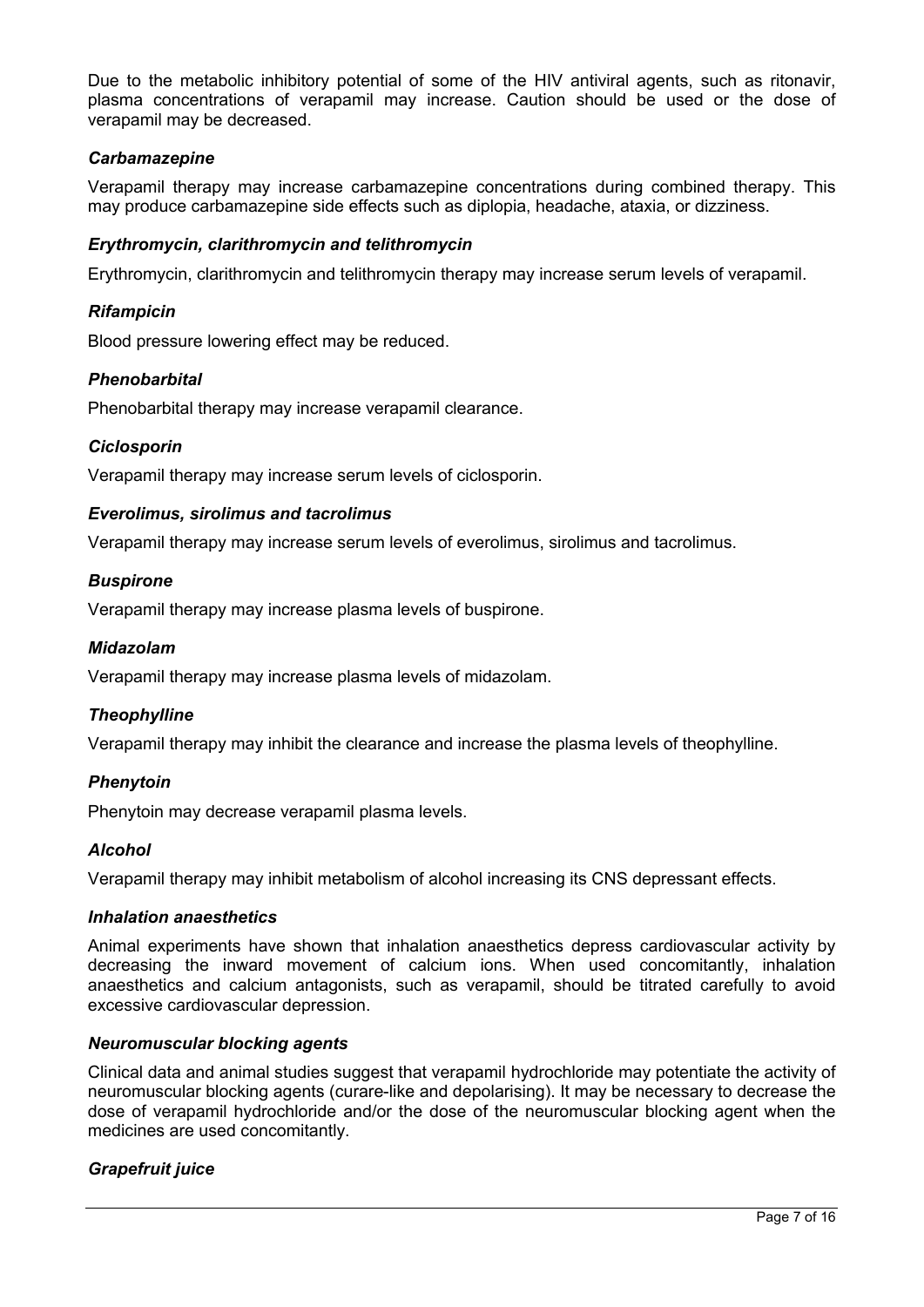Due to the metabolic inhibitory potential of some of the HIV antiviral agents, such as ritonavir, plasma concentrations of verapamil may increase. Caution should be used or the dose of verapamil may be decreased.

### *Carbamazepine*

Verapamil therapy may increase carbamazepine concentrations during combined therapy. This may produce carbamazepine side effects such as diplopia, headache, ataxia, or dizziness.

### *Erythromycin, clarithromycin and telithromycin*

Erythromycin, clarithromycin and telithromycin therapy may increase serum levels of verapamil.

### *Rifampicin*

Blood pressure lowering effect may be reduced.

### *Phenobarbital*

Phenobarbital therapy may increase verapamil clearance.

### *Ciclosporin*

Verapamil therapy may increase serum levels of ciclosporin.

### *Everolimus, sirolimus and tacrolimus*

Verapamil therapy may increase serum levels of everolimus, sirolimus and tacrolimus.

### *Buspirone*

Verapamil therapy may increase plasma levels of buspirone.

### *Midazolam*

Verapamil therapy may increase plasma levels of midazolam.

### *Theophylline*

Verapamil therapy may inhibit the clearance and increase the plasma levels of theophylline.

### *Phenytoin*

Phenytoin may decrease verapamil plasma levels.

### *Alcohol*

Verapamil therapy may inhibit metabolism of alcohol increasing its CNS depressant effects.

### *Inhalation anaesthetics*

Animal experiments have shown that inhalation anaesthetics depress cardiovascular activity by decreasing the inward movement of calcium ions. When used concomitantly, inhalation anaesthetics and calcium antagonists, such as verapamil, should be titrated carefully to avoid excessive cardiovascular depression.

### *Neuromuscular blocking agents*

Clinical data and animal studies suggest that verapamil hydrochloride may potentiate the activity of neuromuscular blocking agents (curare-like and depolarising). It may be necessary to decrease the dose of verapamil hydrochloride and/or the dose of the neuromuscular blocking agent when the medicines are used concomitantly.

### *Grapefruit juice*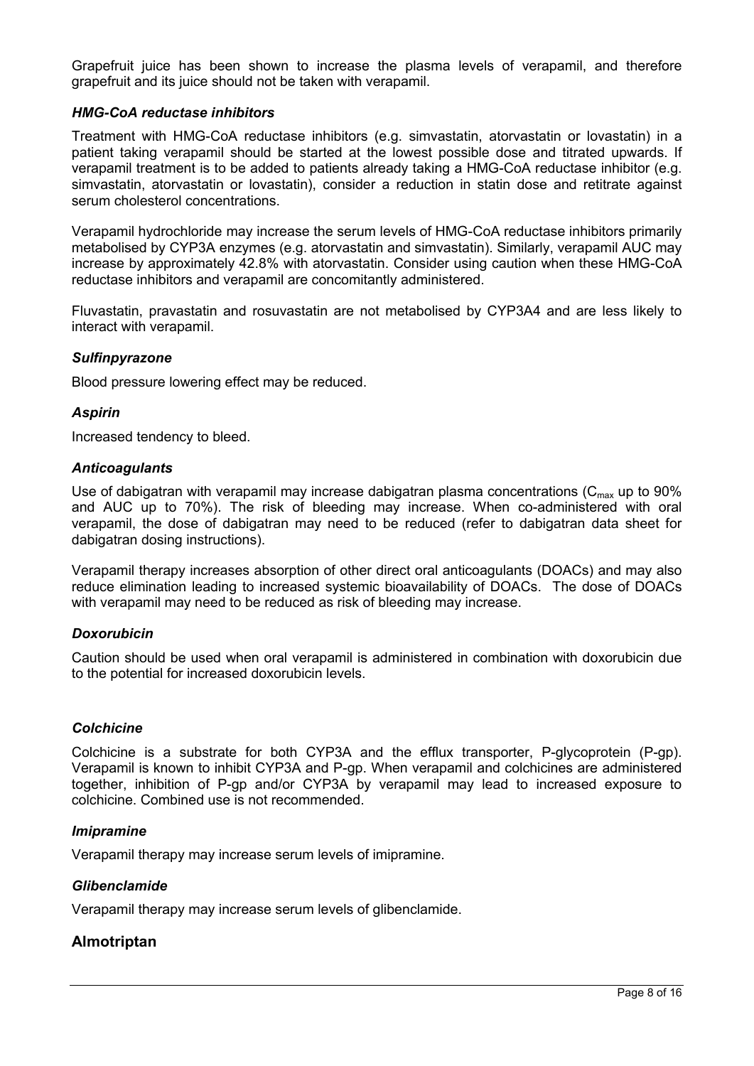Grapefruit juice has been shown to increase the plasma levels of verapamil, and therefore grapefruit and its juice should not be taken with verapamil.

***HMG-CoA reductase inhibitors***

Treatment with HMG-CoA reductase inhibitors (e.g. simvastatin, atorvastatin or lovastatin) in a patient taking verapamil should be started at the lowest possible dose and titrated upwards. If verapamil treatment is to be added to patients already taking a HMG-CoA reductase inhibitor (e.g. simvastatin, atorvastatin or lovastatin), consider a reduction in statin dose and retitrate against serum cholesterol concentrations.

Verapamil hydrochloride may increase the serum levels of HMG-CoA reductase inhibitors primarily metabolised by CYP3A enzymes (e.g. atorvastatin and simvastatin). Similarly, verapamil AUC may increase by approximately 42.8% with atorvastatin. Consider using caution when these HMG-CoA reductase inhibitors and verapamil are concomitantly administered.

Fluvastatin, pravastatin and rosuvastatin are not metabolised by CYP3A4 and are less likely to interact with verapamil.

***Sulfinpyrazone***

Blood pressure lowering effect may be reduced.

***Aspirin***

Increased tendency to bleed.

***Anticoagulants***

Use of dabigatran with verapamil may increase dabigatran plasma concentrations ($C_{max}$ up to 90% and AUC up to 70%). The risk of bleeding may increase. When co-administered with oral verapamil, the dose of dabigatran may need to be reduced (refer to dabigatran data sheet for dabigatran dosing instructions).

Verapamil therapy increases absorption of other direct oral anticoagulants (DOACs) and may also reduce elimination leading to increased systemic bioavailability of DOACs. The dose of DOACs with verapamil may need to be reduced as risk of bleeding may increase.

***Doxorubicin***

Caution should be used when oral verapamil is administered in combination with doxorubicin due to the potential for increased doxorubicin levels.

***Colchicine***

Colchicine is a substrate for both CYP3A and the efflux transporter, P-glycoprotein (P-gp). Verapamil is known to inhibit CYP3A and P-gp. When verapamil and colchicines are administered together, inhibition of P-gp and/or CYP3A by verapamil may lead to increased exposure to colchicine. Combined use is not recommended.

***Imipramine***

Verapamil therapy may increase serum levels of imipramine.

***Glibenclamide***

Verapamil therapy may increase serum levels of glibenclamide.

## Almotriptan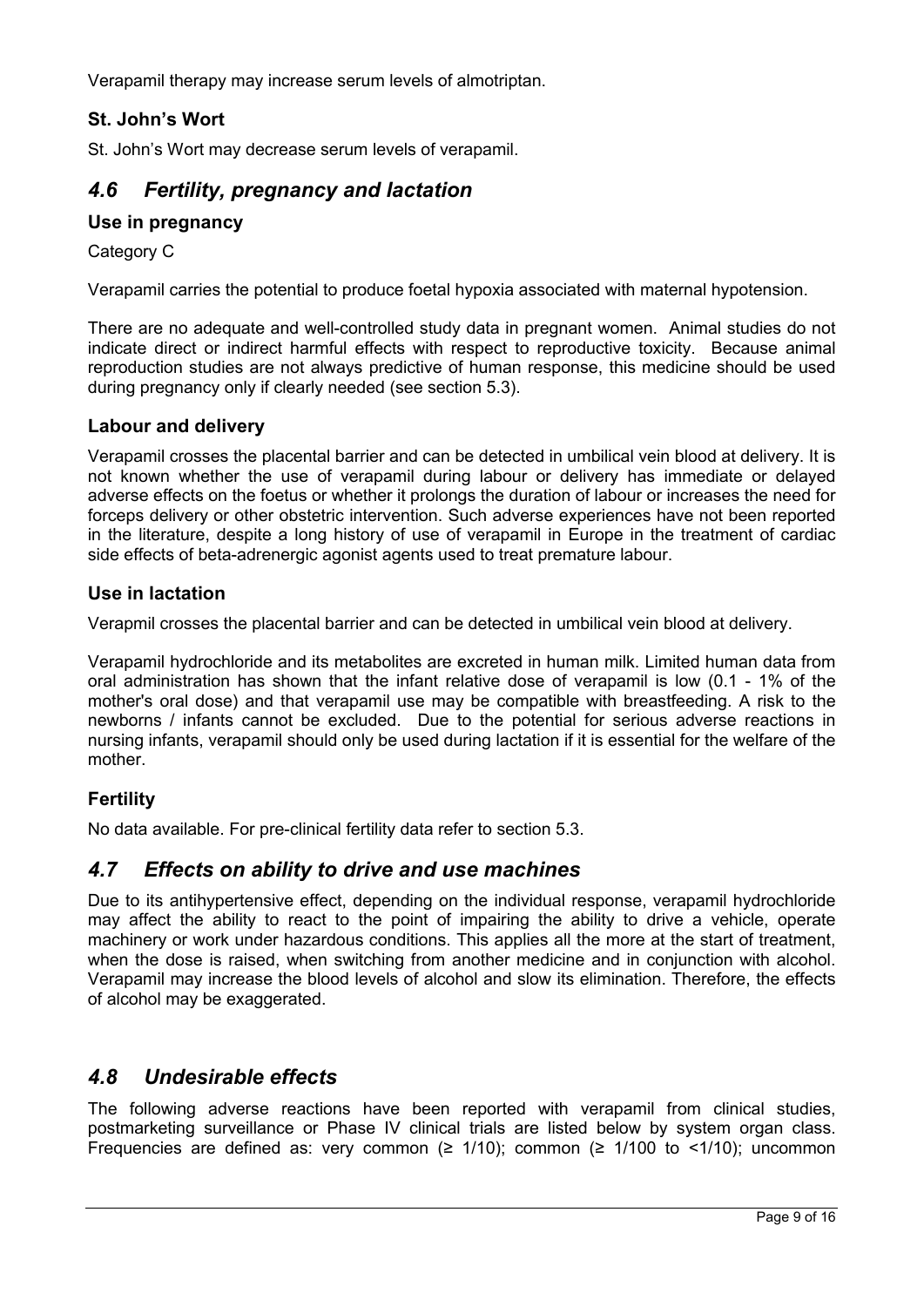Verapamil therapy may increase serum levels of almotriptan.

### St. John's Wort

St. John's Wort may decrease serum levels of verapamil.

## *4.6 Fertility, pregnancy and lactation*

### Use in pregnancy

Category C

Verapamil carries the potential to produce foetal hypoxia associated with maternal hypotension.

There are no adequate and well-controlled study data in pregnant women. Animal studies do not indicate direct or indirect harmful effects with respect to reproductive toxicity. Because animal reproduction studies are not always predictive of human response, this medicine should be used during pregnancy only if clearly needed (see section 5.3).

### Labour and delivery

Verapamil crosses the placental barrier and can be detected in umbilical vein blood at delivery. It is not known whether the use of verapamil during labour or delivery has immediate or delayed adverse effects on the foetus or whether it prolongs the duration of labour or increases the need for forceps delivery or other obstetric intervention. Such adverse experiences have not been reported in the literature, despite a long history of use of verapamil in Europe in the treatment of cardiac side effects of beta-adrenergic agonist agents used to treat premature labour.

### Use in lactation

Verapmil crosses the placental barrier and can be detected in umbilical vein blood at delivery.

Verapamil hydrochloride and its metabolites are excreted in human milk. Limited human data from oral administration has shown that the infant relative dose of verapamil is low (0.1 - 1% of the mother's oral dose) and that verapamil use may be compatible with breastfeeding. A risk to the newborns / infants cannot be excluded. Due to the potential for serious adverse reactions in nursing infants, verapamil should only be used during lactation if it is essential for the welfare of the mother.

### Fertility

No data available. For pre-clinical fertility data refer to section 5.3.

## *4.7 Effects on ability to drive and use machines*

Due to its antihypertensive effect, depending on the individual response, verapamil hydrochloride may affect the ability to react to the point of impairing the ability to drive a vehicle, operate machinery or work under hazardous conditions. This applies all the more at the start of treatment, when the dose is raised, when switching from another medicine and in conjunction with alcohol. Verapamil may increase the blood levels of alcohol and slow its elimination. Therefore, the effects of alcohol may be exaggerated.

## *4.8 Undesirable effects*

The following adverse reactions have been reported with verapamil from clinical studies, postmarketing surveillance or Phase IV clinical trials are listed below by system organ class. Frequencies are defined as: very common (≥ 1/10); common (≥ 1/100 to <1/10); uncommon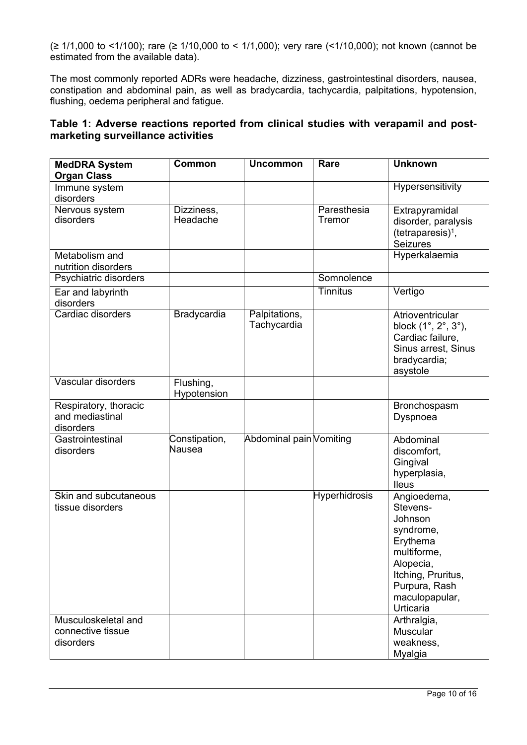(≥ 1/1,000 to <1/100); rare (≥ 1/10,000 to < 1/1,000); very rare (<1/10,000); not known (cannot be estimated from the available data).

The most commonly reported ADRs were headache, dizziness, gastrointestinal disorders, nausea, constipation and abdominal pain, as well as bradycardia, tachycardia, palpitations, hypotension, flushing, oedema peripheral and fatigue.

### Table 1: Adverse reactions reported from clinical studies with verapamil and post-marketing surveillance activities

| MedDRA System Organ Class | Common | Uncommon | Rare | Unknown |
|---|---|---|---|---|
| Immune system disorders | | | | Hypersensitivity |
| Nervous system disorders | Dizziness, Headache | | Paresthesia Tremor | Extrapyramidal disorder, paralysis (tetraparesis)[1], Seizures |
| Metabolism and nutrition disorders | | | | Hyperkalaemia |
| Psychiatric disorders | | | Somnolence | |
| Ear and labyrinth disorders | | | Tinnitus | Vertigo |
| Cardiac disorders | Bradycardia | Palpitations, Tachycardia | | Atrioventricular block (1°, 2°, 3°), Cardiac failure, Sinus arrest, Sinus bradycardia; asystole |
| Vascular disorders | Flushing, Hypotension | | | |
| Respiratory, thoracic and mediastinal disorders | | | | Bronchospasm Dyspnoea |
| Gastrointestinal disorders | Constipation, Nausea | Abdominal pain | Vomiting | Abdominal discomfort, Gingival hyperplasia, Ileus |
| Skin and subcutaneous tissue disorders | | | Hyperhidrosis | Angioedema, Stevens-Johnson syndrome, Erythema multiforme, Alopecia, Itching, Pruritus, Purpura, Rash maculopapular, Urticaria |
| Musculoskeletal and connective tissue disorders | | | | Arthralgia, Muscular weakness, Myalgia |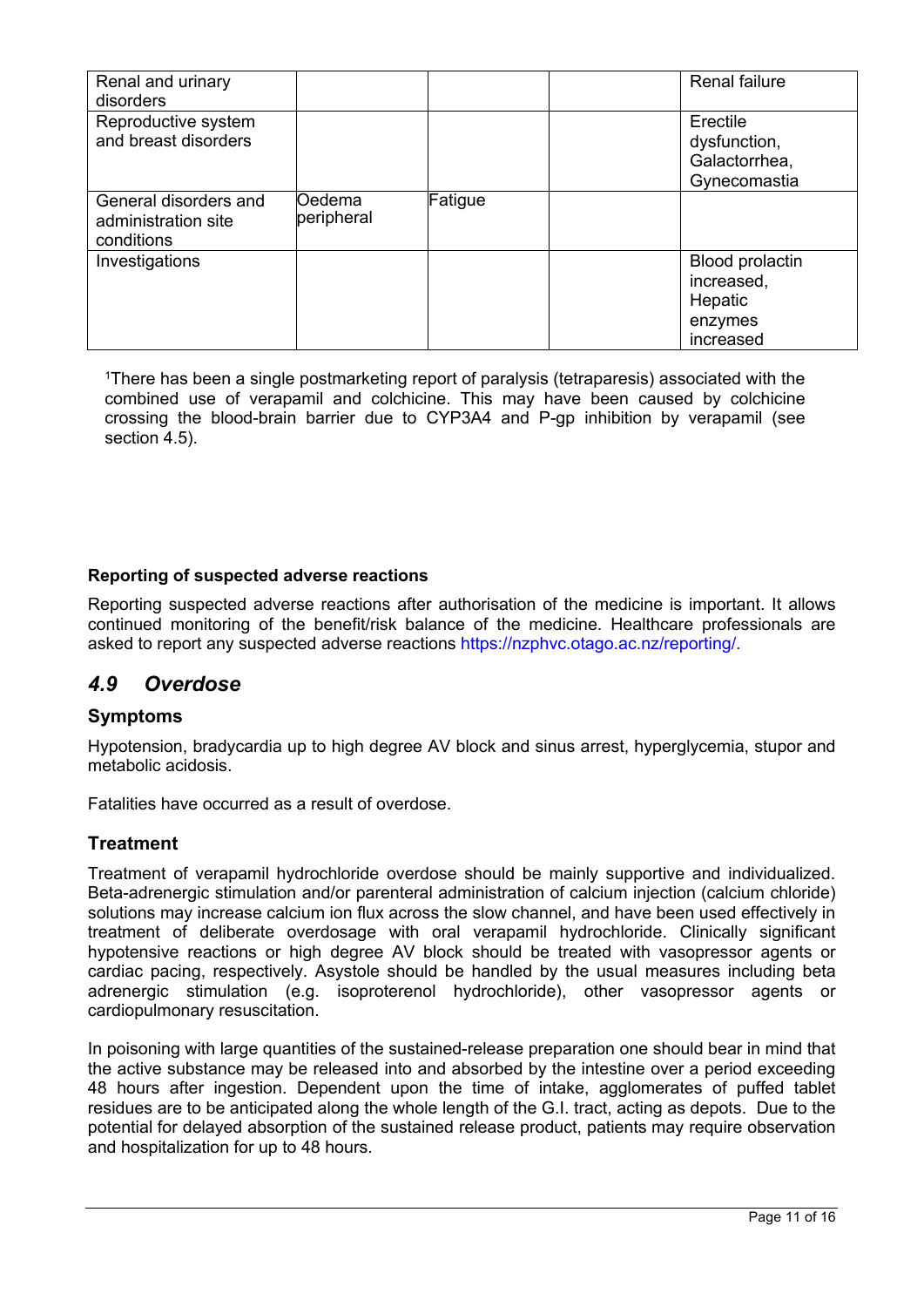| Renal and urinary disorders | | | | Renal failure |
|---|---|---|---|---|
| Reproductive system and breast disorders | | | | Erectile dysfunction, Galactorrhea, Gynecomastia |
| General disorders and administration site conditions | Oedema peripheral | Fatigue | | |
| Investigations | | | | Blood prolactin increased, Hepatic enzymes increased |

[1]There has been a single postmarketing report of paralysis (tetraparesis) associated with the combined use of verapamil and colchicine. This may have been caused by colchicine crossing the blood-brain barrier due to CYP3A4 and P-gp inhibition by verapamil (see section 4.5).

**Reporting of suspected adverse reactions**

Reporting suspected adverse reactions after authorisation of the medicine is important. It allows continued monitoring of the benefit/risk balance of the medicine. Healthcare professionals are asked to report any suspected adverse reactions https://nzphvc.otago.ac.nz/reporting/.

## *4.9 Overdose*

### Symptoms

Hypotension, bradycardia up to high degree AV block and sinus arrest, hyperglycemia, stupor and metabolic acidosis.

Fatalities have occurred as a result of overdose.

### Treatment

Treatment of verapamil hydrochloride overdose should be mainly supportive and individualized. Beta-adrenergic stimulation and/or parenteral administration of calcium injection (calcium chloride) solutions may increase calcium ion flux across the slow channel, and have been used effectively in treatment of deliberate overdosage with oral verapamil hydrochloride. Clinically significant hypotensive reactions or high degree AV block should be treated with vasopressor agents or cardiac pacing, respectively. Asystole should be handled by the usual measures including beta adrenergic stimulation (e.g. isoproterenol hydrochloride), other vasopressor agents or cardiopulmonary resuscitation.

In poisoning with large quantities of the sustained-release preparation one should bear in mind that the active substance may be released into and absorbed by the intestine over a period exceeding 48 hours after ingestion. Dependent upon the time of intake, agglomerates of puffed tablet residues are to be anticipated along the whole length of the G.I. tract, acting as depots. Due to the potential for delayed absorption of the sustained release product, patients may require observation and hospitalization for up to 48 hours.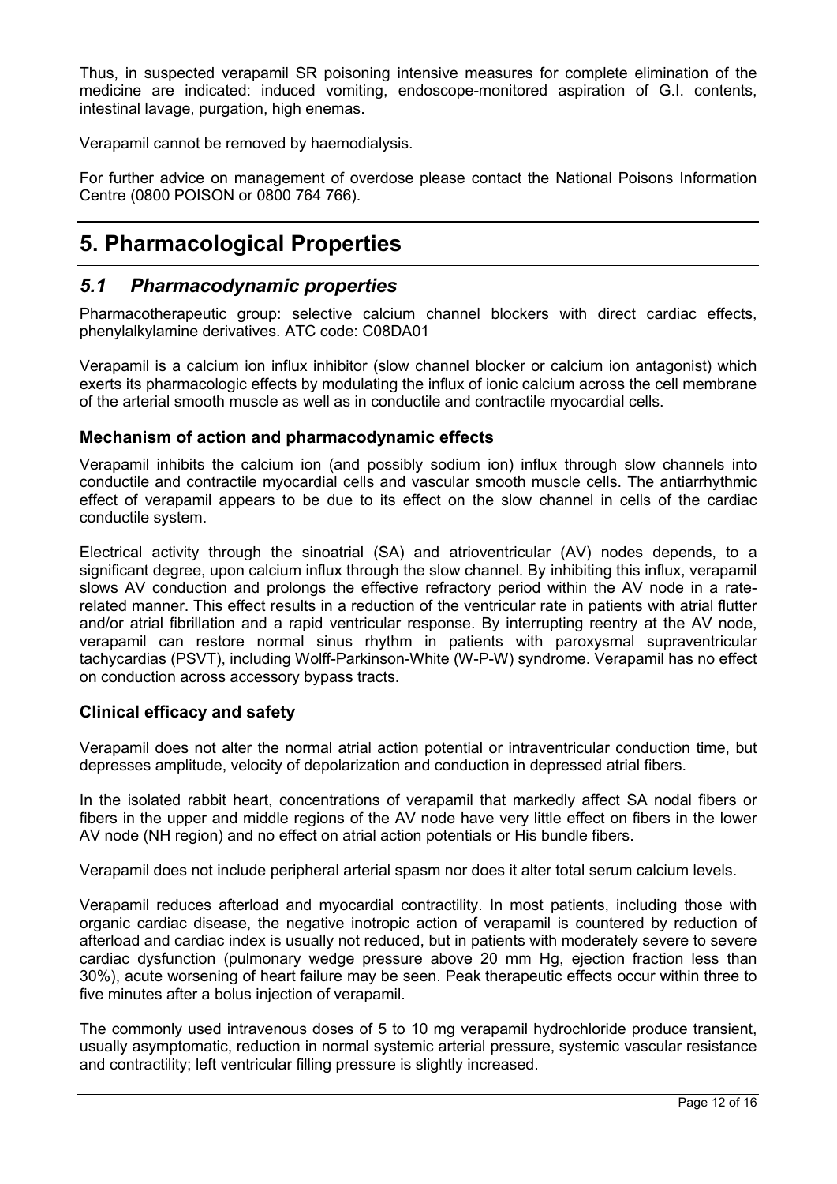Thus, in suspected verapamil SR poisoning intensive measures for complete elimination of the medicine are indicated: induced vomiting, endoscope-monitored aspiration of G.I. contents, intestinal lavage, purgation, high enemas.

Verapamil cannot be removed by haemodialysis.

For further advice on management of overdose please contact the National Poisons Information Centre (0800 POISON or 0800 764 766).

# 5. Pharmacological Properties

## *5.1 Pharmacodynamic properties*

Pharmacotherapeutic group: selective calcium channel blockers with direct cardiac effects, phenylalkylamine derivatives. ATC code: C08DA01

Verapamil is a calcium ion influx inhibitor (slow channel blocker or calcium ion antagonist) which exerts its pharmacologic effects by modulating the influx of ionic calcium across the cell membrane of the arterial smooth muscle as well as in conductile and contractile myocardial cells.

### Mechanism of action and pharmacodynamic effects

Verapamil inhibits the calcium ion (and possibly sodium ion) influx through slow channels into conductile and contractile myocardial cells and vascular smooth muscle cells. The antiarrhythmic effect of verapamil appears to be due to its effect on the slow channel in cells of the cardiac conductile system.

Electrical activity through the sinoatrial (SA) and atrioventricular (AV) nodes depends, to a significant degree, upon calcium influx through the slow channel. By inhibiting this influx, verapamil slows AV conduction and prolongs the effective refractory period within the AV node in a rate-related manner. This effect results in a reduction of the ventricular rate in patients with atrial flutter and/or atrial fibrillation and a rapid ventricular response. By interrupting reentry at the AV node, verapamil can restore normal sinus rhythm in patients with paroxysmal supraventricular tachycardias (PSVT), including Wolff-Parkinson-White (W-P-W) syndrome. Verapamil has no effect on conduction across accessory bypass tracts.

### Clinical efficacy and safety

Verapamil does not alter the normal atrial action potential or intraventricular conduction time, but depresses amplitude, velocity of depolarization and conduction in depressed atrial fibers.

In the isolated rabbit heart, concentrations of verapamil that markedly affect SA nodal fibers or fibers in the upper and middle regions of the AV node have very little effect on fibers in the lower AV node (NH region) and no effect on atrial action potentials or His bundle fibers.

Verapamil does not include peripheral arterial spasm nor does it alter total serum calcium levels.

Verapamil reduces afterload and myocardial contractility. In most patients, including those with organic cardiac disease, the negative inotropic action of verapamil is countered by reduction of afterload and cardiac index is usually not reduced, but in patients with moderately severe to severe cardiac dysfunction (pulmonary wedge pressure above 20 mm Hg, ejection fraction less than 30%), acute worsening of heart failure may be seen. Peak therapeutic effects occur within three to five minutes after a bolus injection of verapamil.

The commonly used intravenous doses of 5 to 10 mg verapamil hydrochloride produce transient, usually asymptomatic, reduction in normal systemic arterial pressure, systemic vascular resistance and contractility; left ventricular filling pressure is slightly increased.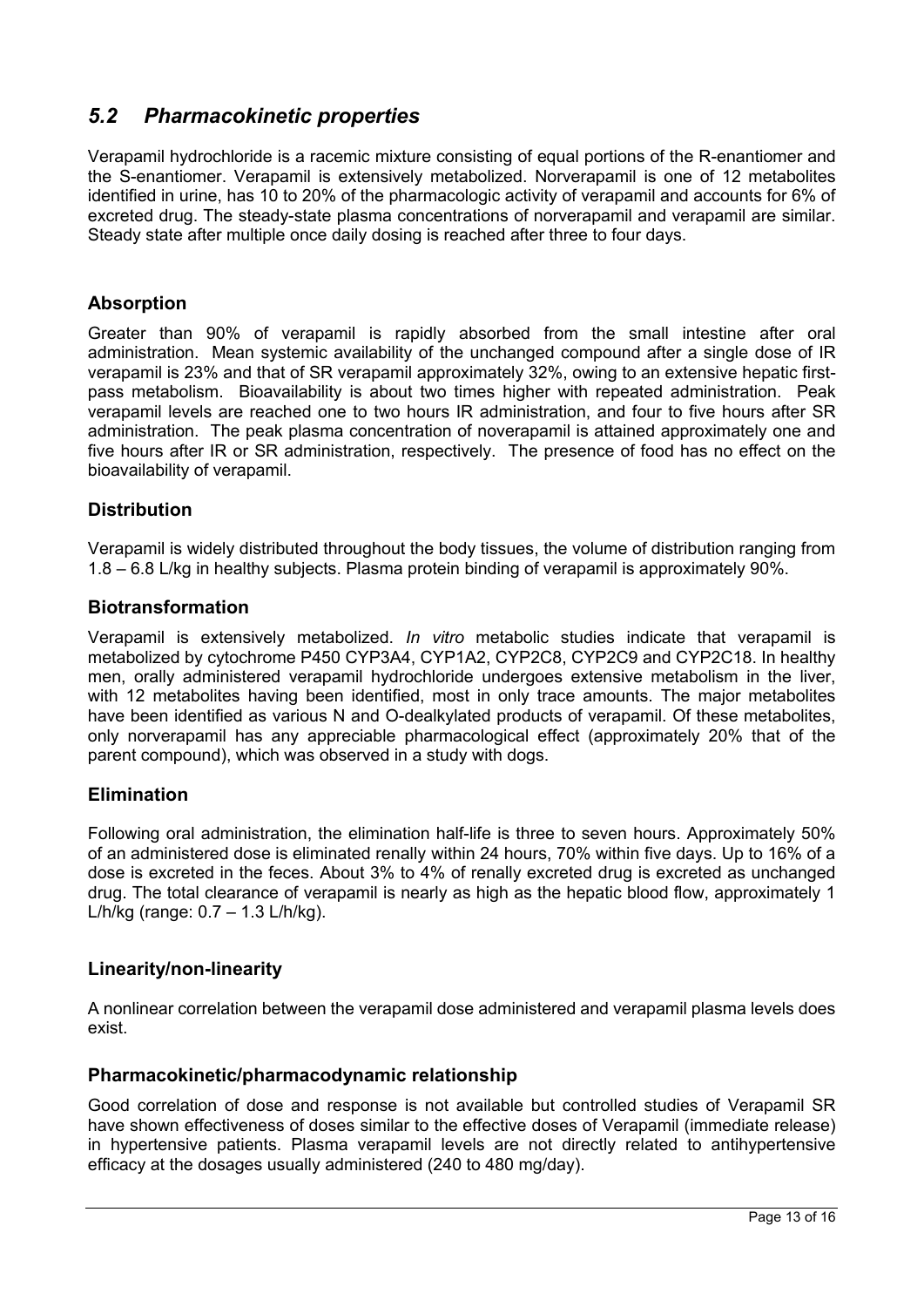## *5.2 Pharmacokinetic properties*

Verapamil hydrochloride is a racemic mixture consisting of equal portions of the R-enantiomer and the S-enantiomer. Verapamil is extensively metabolized. Norverapamil is one of 12 metabolites identified in urine, has 10 to 20% of the pharmacologic activity of verapamil and accounts for 6% of excreted drug. The steady-state plasma concentrations of norverapamil and verapamil are similar. Steady state after multiple once daily dosing is reached after three to four days.

### Absorption

Greater than 90% of verapamil is rapidly absorbed from the small intestine after oral administration. Mean systemic availability of the unchanged compound after a single dose of IR verapamil is 23% and that of SR verapamil approximately 32%, owing to an extensive hepatic first-pass metabolism. Bioavailability is about two times higher with repeated administration. Peak verapamil levels are reached one to two hours IR administration, and four to five hours after SR administration. The peak plasma concentration of noverapamil is attained approximately one and five hours after IR or SR administration, respectively. The presence of food has no effect on the bioavailability of verapamil.

### Distribution

Verapamil is widely distributed throughout the body tissues, the volume of distribution ranging from 1.8 – 6.8 L/kg in healthy subjects. Plasma protein binding of verapamil is approximately 90%.

### Biotransformation

Verapamil is extensively metabolized. *In vitro* metabolic studies indicate that verapamil is metabolized by cytochrome P450 CYP3A4, CYP1A2, CYP2C8, CYP2C9 and CYP2C18. In healthy men, orally administered verapamil hydrochloride undergoes extensive metabolism in the liver, with 12 metabolites having been identified, most in only trace amounts. The major metabolites have been identified as various N and O-dealkylated products of verapamil. Of these metabolites, only norverapamil has any appreciable pharmacological effect (approximately 20% that of the parent compound), which was observed in a study with dogs.

### Elimination

Following oral administration, the elimination half-life is three to seven hours. Approximately 50% of an administered dose is eliminated renally within 24 hours, 70% within five days. Up to 16% of a dose is excreted in the feces. About 3% to 4% of renally excreted drug is excreted as unchanged drug. The total clearance of verapamil is nearly as high as the hepatic blood flow, approximately 1 L/h/kg (range: 0.7 – 1.3 L/h/kg).

### Linearity/non-linearity

A nonlinear correlation between the verapamil dose administered and verapamil plasma levels does exist.

### Pharmacokinetic/pharmacodynamic relationship

Good correlation of dose and response is not available but controlled studies of Verapamil SR have shown effectiveness of doses similar to the effective doses of Verapamil (immediate release) in hypertensive patients. Plasma verapamil levels are not directly related to antihypertensive efficacy at the dosages usually administered (240 to 480 mg/day).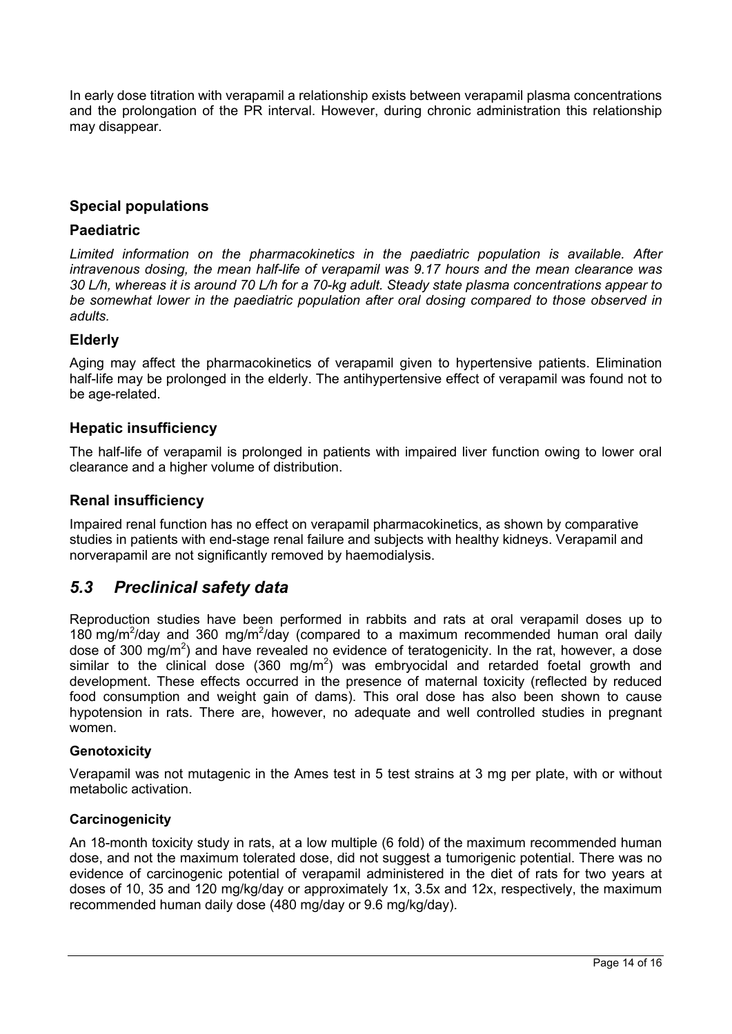In early dose titration with verapamil a relationship exists between verapamil plasma concentrations and the prolongation of the PR interval. However, during chronic administration this relationship may disappear.

### Special populations

### Paediatric

*Limited information on the pharmacokinetics in the paediatric population is available. After intravenous dosing, the mean half-life of verapamil was 9.17 hours and the mean clearance was 30 L/h, whereas it is around 70 L/h for a 70-kg adult. Steady state plasma concentrations appear to be somewhat lower in the paediatric population after oral dosing compared to those observed in adults.*

### Elderly

Aging may affect the pharmacokinetics of verapamil given to hypertensive patients. Elimination half-life may be prolonged in the elderly. The antihypertensive effect of verapamil was found not to be age-related.

### Hepatic insufficiency

The half-life of verapamil is prolonged in patients with impaired liver function owing to lower oral clearance and a higher volume of distribution.

### Renal insufficiency

Impaired renal function has no effect on verapamil pharmacokinetics, as shown by comparative studies in patients with end-stage renal failure and subjects with healthy kidneys. Verapamil and norverapamil are not significantly removed by haemodialysis.

## *5.3 Preclinical safety data*

Reproduction studies have been performed in rabbits and rats at oral verapamil doses up to 180 mg/m$^2$/day and 360 mg/m$^2$/day (compared to a maximum recommended human oral daily dose of 300 mg/m$^2$) and have revealed no evidence of teratogenicity. In the rat, however, a dose similar to the clinical dose (360 mg/m$^2$) was embryocidal and retarded foetal growth and development. These effects occurred in the presence of maternal toxicity (reflected by reduced food consumption and weight gain of dams). This oral dose has also been shown to cause hypotension in rats. There are, however, no adequate and well controlled studies in pregnant women.

**Genotoxicity**

Verapamil was not mutagenic in the Ames test in 5 test strains at 3 mg per plate, with or without metabolic activation.

**Carcinogenicity**

An 18-month toxicity study in rats, at a low multiple (6 fold) of the maximum recommended human dose, and not the maximum tolerated dose, did not suggest a tumorigenic potential. There was no evidence of carcinogenic potential of verapamil administered in the diet of rats for two years at doses of 10, 35 and 120 mg/kg/day or approximately 1x, 3.5x and 12x, respectively, the maximum recommended human daily dose (480 mg/day or 9.6 mg/kg/day).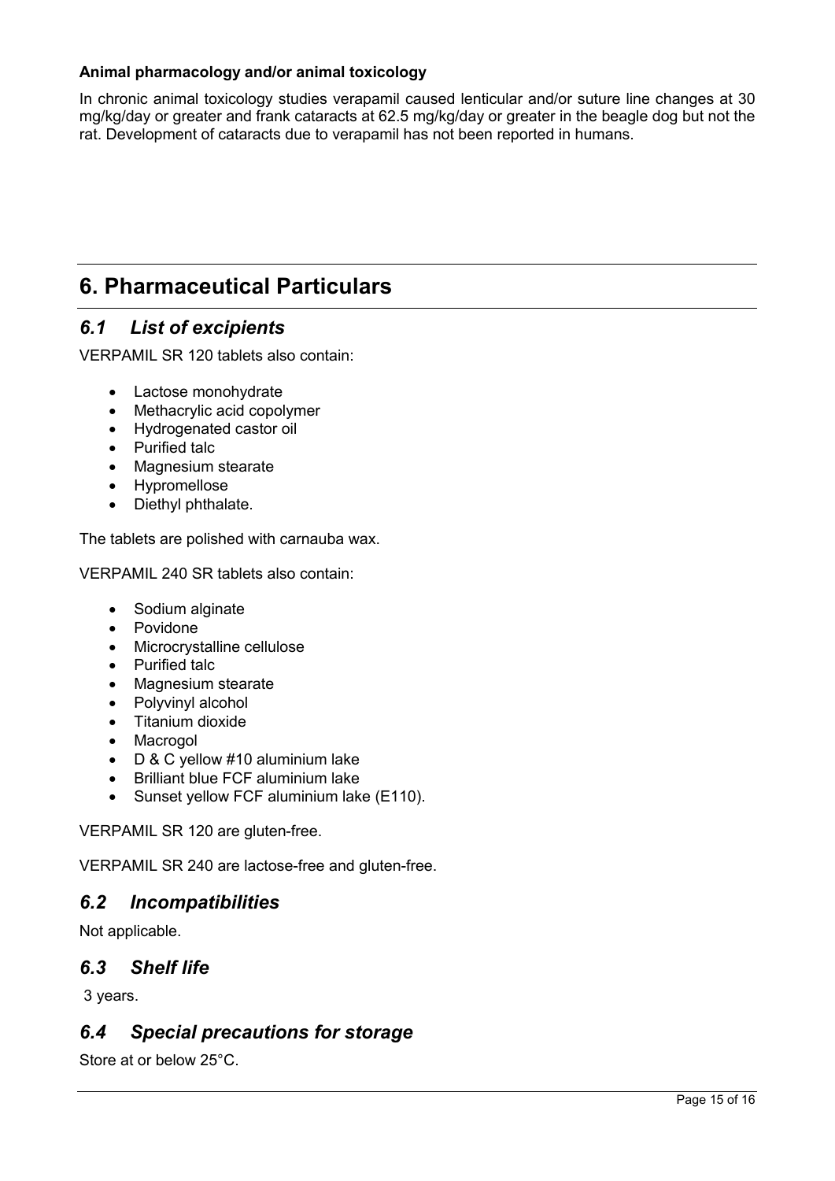**Animal pharmacology and/or animal toxicology**

In chronic animal toxicology studies verapamil caused lenticular and/or suture line changes at 30 mg/kg/day or greater and frank cataracts at 62.5 mg/kg/day or greater in the beagle dog but not the rat. Development of cataracts due to verapamil has not been reported in humans.

# 6. Pharmaceutical Particulars

## *6.1 List of excipients*

VERPAMIL SR 120 tablets also contain:

- Lactose monohydrate
- Methacrylic acid copolymer
- Hydrogenated castor oil
- Purified talc
- Magnesium stearate
- Hypromellose
- Diethyl phthalate.

The tablets are polished with carnauba wax.

VERPAMIL 240 SR tablets also contain:

- Sodium alginate
- Povidone
- Microcrystalline cellulose
- Purified talc
- Magnesium stearate
- Polyvinyl alcohol
- Titanium dioxide
- Macrogol
- D & C yellow #10 aluminium lake
- Brilliant blue FCF aluminium lake
- Sunset yellow FCF aluminium lake (E110).

VERPAMIL SR 120 are gluten-free.

VERPAMIL SR 240 are lactose-free and gluten-free.

## *6.2 Incompatibilities*

Not applicable.

## *6.3 Shelf life*

3 years.

## *6.4 Special precautions for storage*

Store at or below 25°C.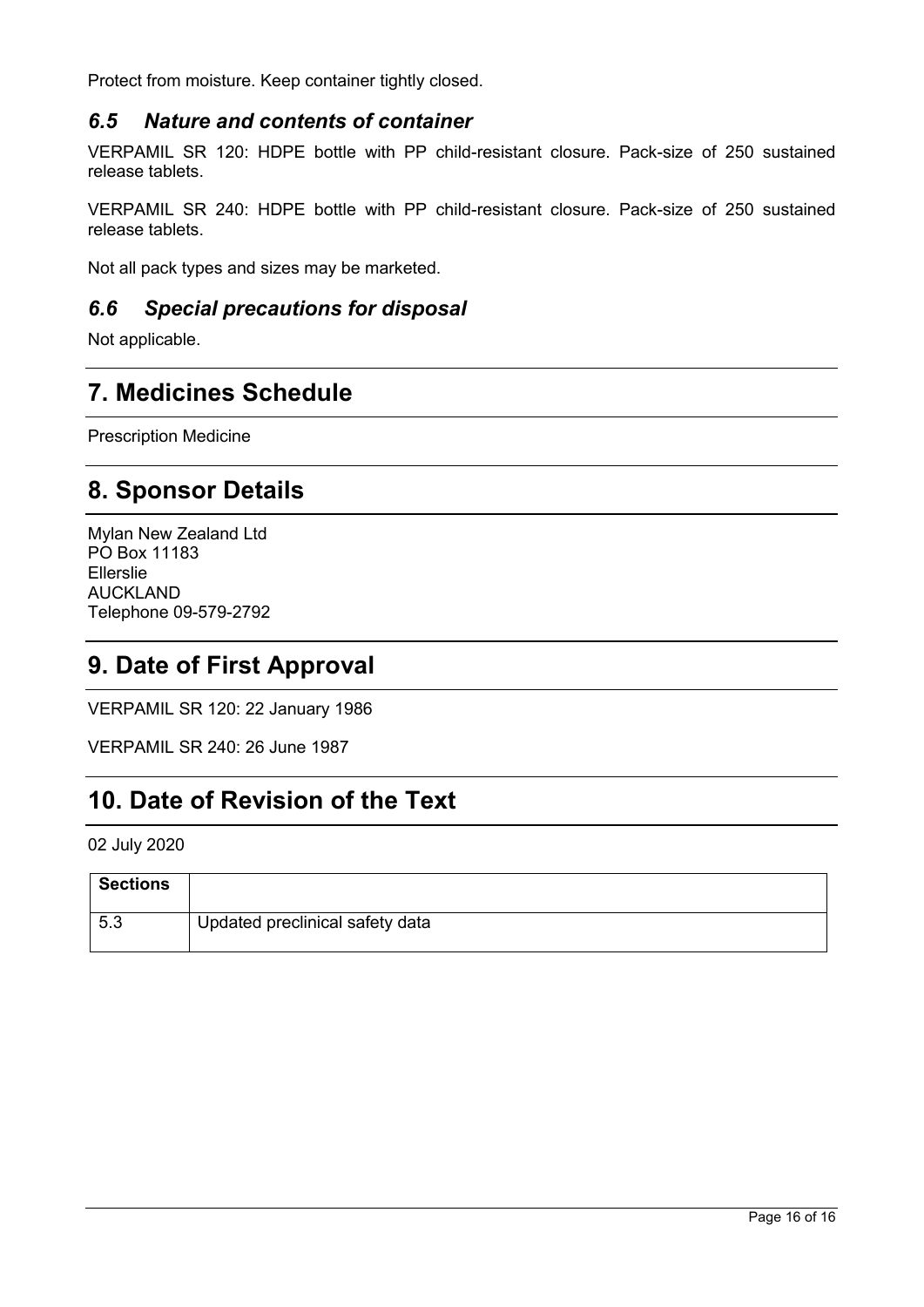Protect from moisture. Keep container tightly closed.

### *6.5 Nature and contents of container*

VERPAMIL SR 120: HDPE bottle with PP child-resistant closure. Pack-size of 250 sustained release tablets.

VERPAMIL SR 240: HDPE bottle with PP child-resistant closure. Pack-size of 250 sustained release tablets.

Not all pack types and sizes may be marketed.

### *6.6 Special precautions for disposal*

Not applicable.

## 7. Medicines Schedule

Prescription Medicine

## 8. Sponsor Details

Mylan New Zealand Ltd
PO Box 11183
Ellerslie
AUCKLAND
Telephone 09-579-2792

## 9. Date of First Approval

VERPAMIL SR 120: 22 January 1986

VERPAMIL SR 240: 26 June 1987

## 10. Date of Revision of the Text

02 July 2020

| Sections | |
|---|---|
| 5.3 | Updated preclinical safety data |